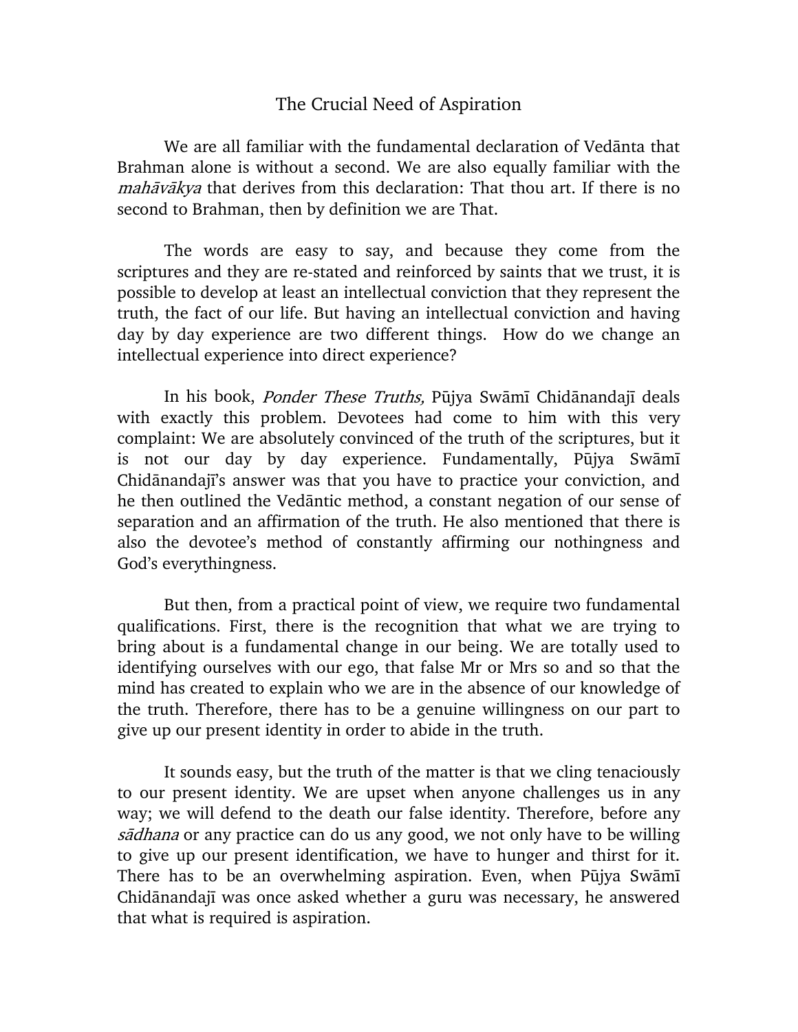# The Crucial Need of Aspiration

We are all familiar with the fundamental declaration of Vedānta that Brahman alone is without a second. We are also equally familiar with the *mahāvākya* that derives from this declaration: That thou art. If there is no second to Brahman, then by definition we are That.

The words are easy to say, and because they come from the scriptures and they are re-stated and reinforced by saints that we trust, it is possible to develop at least an intellectual conviction that they represent the truth, the fact of our life. But having an intellectual conviction and having day by day experience are two different things. How do we change an intellectual experience into direct experience?

In his book, *Ponder These Truths,* Pūjya Swāmī Chidānandajī deals with exactly this problem. Devotees had come to him with this very complaint: We are absolutely convinced of the truth of the scriptures, but it is not our day by day experience. Fundamentally, Pūjya Swāmī Chidānandajī's answer was that you have to practice your conviction, and he then outlined the Vedāntic method, a constant negation of our sense of separation and an affirmation of the truth. He also mentioned that there is also the devotee's method of constantly affirming our nothingness and God's everythingness.

But then, from a practical point of view, we require two fundamental qualifications. First, there is the recognition that what we are trying to bring about is a fundamental change in our being. We are totally used to identifying ourselves with our ego, that false Mr or Mrs so and so that the mind has created to explain who we are in the absence of our knowledge of the truth. Therefore, there has to be a genuine willingness on our part to give up our present identity in order to abide in the truth.

It sounds easy, but the truth of the matter is that we cling tenaciously to our present identity. We are upset when anyone challenges us in any way; we will defend to the death our false identity. Therefore, before any *sādhana* or any practice can do us any good, we not only have to be willing to give up our present identification, we have to hunger and thirst for it. There has to be an overwhelming aspiration. Even, when Pūjya Swāmī Chidānandajī was once asked whether a guru was necessary, he answered that what is required is aspiration.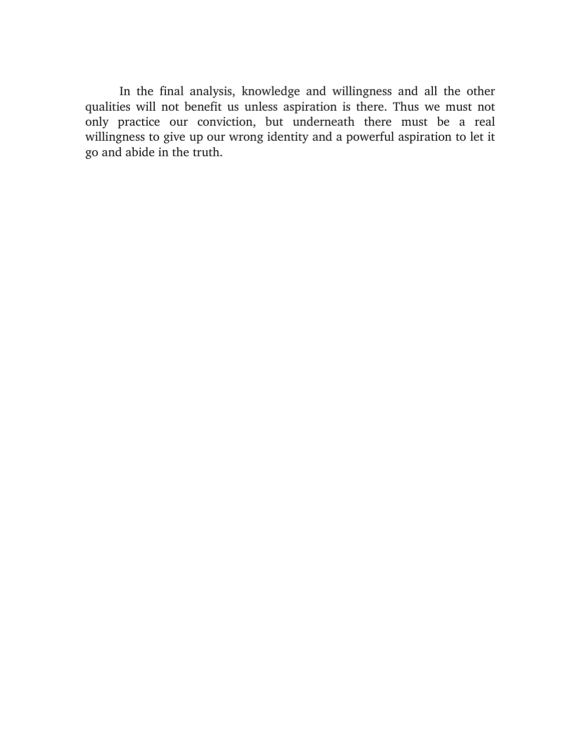In the final analysis, knowledge and willingness and all the other qualities will not benefit us unless aspiration is there. Thus we must not only practice our conviction, but underneath there must be a real willingness to give up our wrong identity and a powerful aspiration to let it go and abide in the truth.